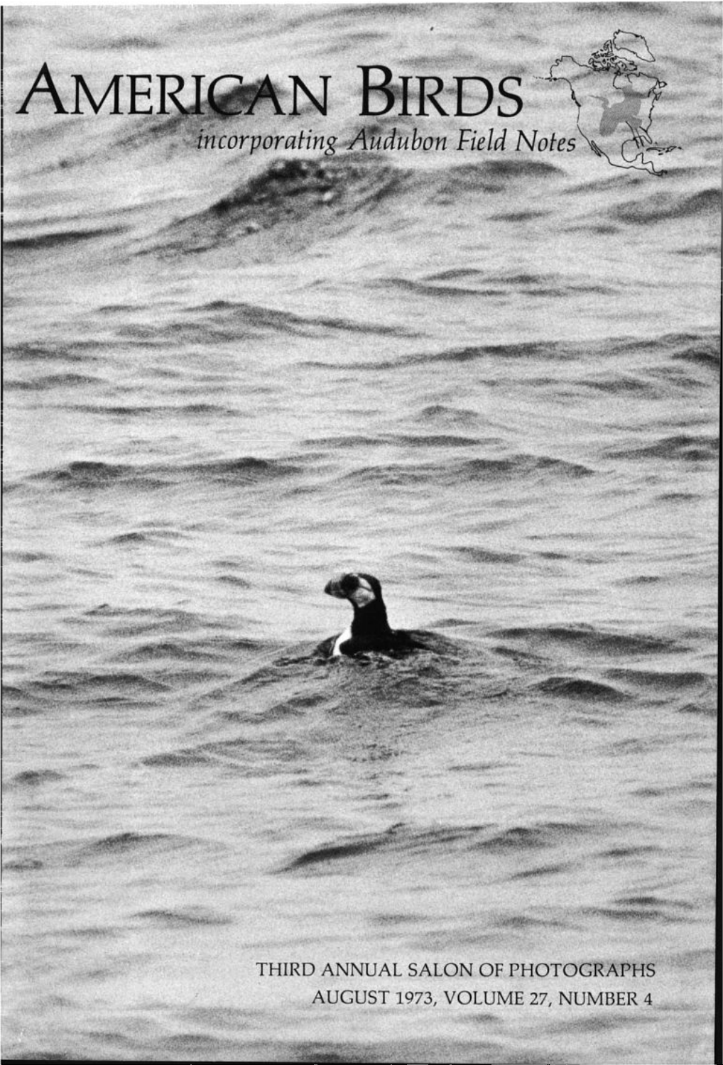# AMERICAN BIRDS

*incorporating Audubon Field Notes*

THIRD ANNUAL SALON OF PHOTOGRAPHS

AUGUST 1973, VOLUME 27, NUMBER 4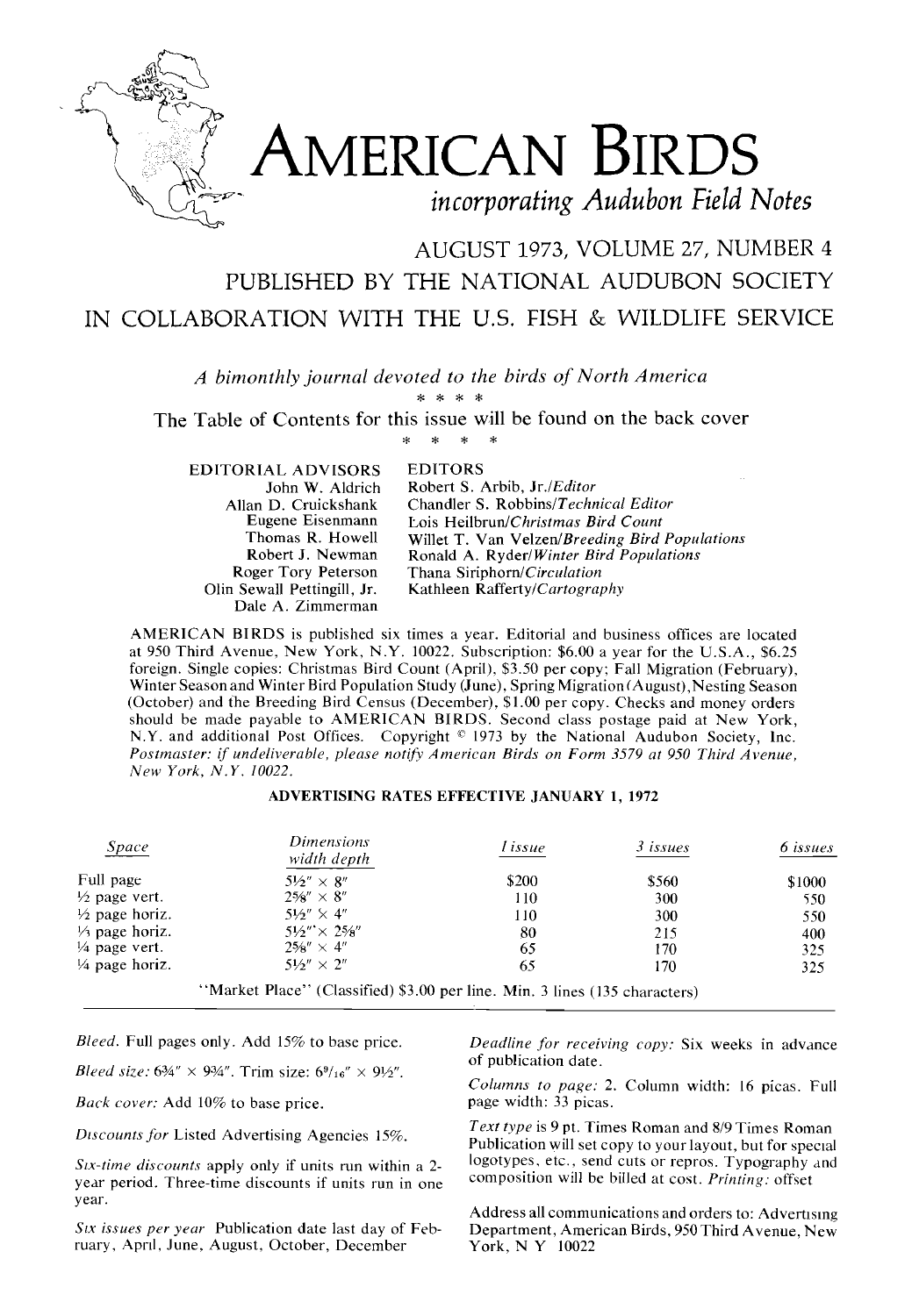# AMERICAN BIRDS

*incorporating Audubon Field Notes*

## AUGUST 1973, VOLUME 27, NUMBER 4

## PUBLISHED BY THE NATIONAL AUDUBON SOCIETY

## IN COLLABORATION WITH THE U.S. FISH & WILDLIFE SERVICE

*A bimonthly journal devoted to the birds of North America*

\* \* \* \*

The Table of Contents for this issue will be found on the back cover

\* \* \* \*

EDITORIAL ADVISORS
John W. Aldrich
Allan D. Cruickshank
Eugene Eisenmann
Thomas R. Howell
Robert J. Newman
Roger Tory Peterson
Olin Sewall Pettingill, Jr.
Dale A. Zimmerman

EDITORS
Robert S. Arbib, Jr./*Editor*
Chandler S. Robbins/*Technical Editor*
Lois Heilbrun/*Christmas Bird Count*
Willet T. Van Velzen/*Breeding Bird Populations*
Ronald A. Ryder/*Winter Bird Populations*
Thana Siriphorn/*Circulation*
Kathleen Rafferty/*Cartography*

AMERICAN BIRDS is published six times a year. Editorial and business offices are located at 950 Third Avenue, New York, N.Y. 10022. Subscription: $6.00 a year for the U.S.A., $6.25 foreign. Single copies: Christmas Bird Count (April), $3.50 per copy; Fall Migration (February), Winter Season and Winter Bird Population Study (June), Spring Migration (August), Nesting Season (October) and the Breeding Bird Census (December), $1.00 per copy. Checks and money orders should be made payable to AMERICAN BIRDS. Second class postage paid at New York, N.Y. and additional Post Offices. Copyright © 1973 by the National Audubon Society, Inc. *Postmaster: if undeliverable, please notify American Birds on Form 3579 at 950 Third Avenue, New York, N.Y. 10022.*

### ADVERTISING RATES EFFECTIVE JANUARY 1, 1972

| *Space* | *Dimensions* width depth | *1 issue* | *3 issues* | *6 issues* |
|---|---|---|---|---|
| Full page | 5½" × 8" | $200 | $560 | $1000 |
| ½ page vert. | 2⅝" × 8" | 110 | 300 | 550 |
| ½ page horiz. | 5½" × 4" | 110 | 300 | 550 |
| ⅓ page horiz. | 5½" × 2⅝" | 80 | 215 | 400 |
| ¼ page vert. | 2⅝" × 4" | 65 | 170 | 325 |
| ¼ page horiz. | 5½" × 2" | 65 | 170 | 325 |

"Market Place" (Classified) $3.00 per line. Min. 3 lines (135 characters)

*Bleed.* Full pages only. Add 15% to base price.

*Bleed size:* 6¾" × 9¾". Trim size: 6[9]/16" × 9½".

*Back cover:* Add 10% to base price.

*Discounts for* Listed Advertising Agencies 15%.

*Six-time discounts* apply only if units run within a 2-year period. Three-time discounts if units run in one year.

*Six issues per year* Publication date last day of February, April, June, August, October, December

*Deadline for receiving copy:* Six weeks in advance of publication date.

*Columns to page:* 2. Column width: 16 picas. Full page width: 33 picas.

*Text type* is 9 pt. Times Roman and 8/9 Times Roman Publication will set copy to your layout, but for special logotypes, etc., send cuts or repros. Typography and composition will be billed at cost. *Printing:* offset

Address all communications and orders to: Advertising Department, American Birds, 950 Third Avenue, New York, N Y 10022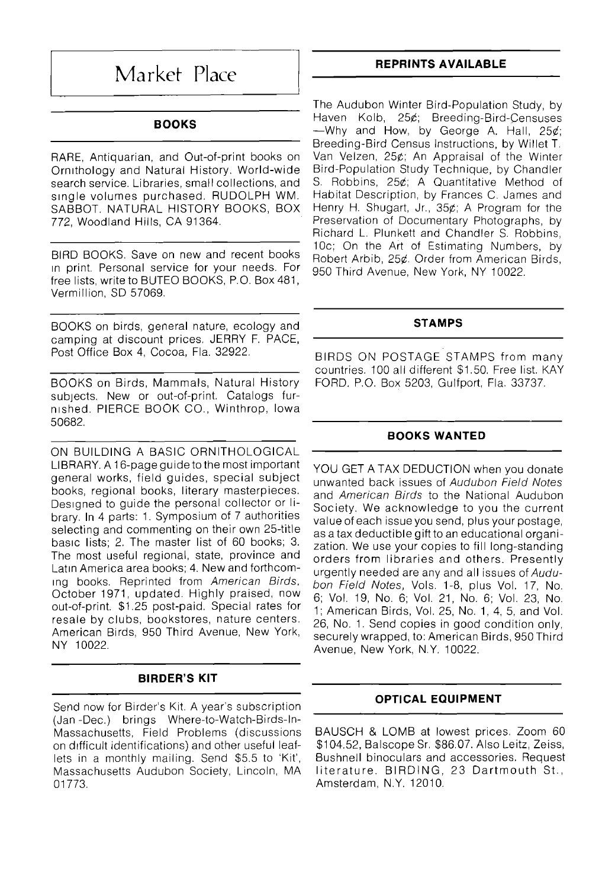# Market Place

## BOOKS

RARE, Antiquarian, and Out-of-print books on Ornithology and Natural History. World-wide search service. Libraries, small collections, and single volumes purchased. RUDOLPH WM. SABBOT. NATURAL HISTORY BOOKS, BOX 772, Woodland Hills, CA 91364.

BIRD BOOKS. Save on new and recent books in print. Personal service for your needs. For free lists, write to BUTEO BOOKS, P.O. Box 481, Vermillion, SD 57069.

BOOKS on birds, general nature, ecology and camping at discount prices. JERRY F. PACE, Post Office Box 4, Cocoa, Fla. 32922.

BOOKS on Birds, Mammals, Natural History subjects. New or out-of-print. Catalogs furnished. PIERCE BOOK CO., Winthrop, Iowa 50682.

ON BUILDING A BASIC ORNITHOLOGICAL LIBRARY. A 16-page guide to the most important general works, field guides, special subject books, regional books, literary masterpieces. Designed to guide the personal collector or library. In 4 parts: 1. Symposium of 7 authorities selecting and commenting on their own 25-title basic lists; 2. The master list of 60 books; 3. The most useful regional, state, province and Latin America area books; 4. New and forthcoming books. Reprinted from *American Birds*, October 1971, updated. Highly praised, now out-of-print. $1.25 post-paid. Special rates for resale by clubs, bookstores, nature centers. American Birds, 950 Third Avenue, New York, NY 10022.

## BIRDER'S KIT

Send now for Birder's Kit. A year's subscription (Jan -Dec.) brings Where-to-Watch-Birds-In-Massachusetts, Field Problems (discussions on difficult identifications) and other useful leaflets in a monthly mailing. Send $5.5 to 'Kit', Massachusetts Audubon Society, Lincoln, MA 01773.

## REPRINTS AVAILABLE

The Audubon Winter Bird-Population Study, by Haven Kolb, 25¢; Breeding-Bird-Censuses —Why and How, by George A. Hall, 25¢; Breeding-Bird Census Instructions, by Willet T. Van Velzen, 25¢; An Appraisal of the Winter Bird-Population Study Technique, by Chandler S. Robbins, 25¢; A Quantitative Method of Habitat Description, by Frances C. James and Henry H. Shugart, Jr., 35¢; A Program for the Preservation of Documentary Photographs, by Richard L. Plunkett and Chandler S. Robbins, 10c; On the Art of Estimating Numbers, by Robert Arbib, 25¢. Order from American Birds, 950 Third Avenue, New York, NY 10022.

## STAMPS

BIRDS ON POSTAGE STAMPS from many countries. 100 all different $1.50. Free list. KAY FORD, P.O. Box 5203, Gulfport, Fla. 33737.

## BOOKS WANTED

YOU GET A TAX DEDUCTION when you donate unwanted back issues of *Audubon Field Notes* and *American Birds* to the National Audubon Society. We acknowledge to you the current value of each issue you send, plus your postage, as a tax deductible gift to an educational organization. We use your copies to fill long-standing orders from libraries and others. Presently urgently needed are any and all issues of *Audubon Field Notes*, Vols. 1-8, plus Vol. 17, No. 6; Vol. 19, No. 6; Vol. 21, No. 6; Vol. 23, No. 1; American Birds, Vol. 25, No. 1, 4, 5, and Vol. 26, No. 1. Send copies in good condition only, securely wrapped, to: American Birds, 950 Third Avenue, New York, N.Y. 10022.

## OPTICAL EQUIPMENT

BAUSCH & LOMB at lowest prices. Zoom 60 $104.52, Balscope Sr. $86.07. Also Leitz, Zeiss, Bushnell binoculars and accessories. Request literature. BIRDING, 23 Dartmouth St., Amsterdam, N.Y. 12010.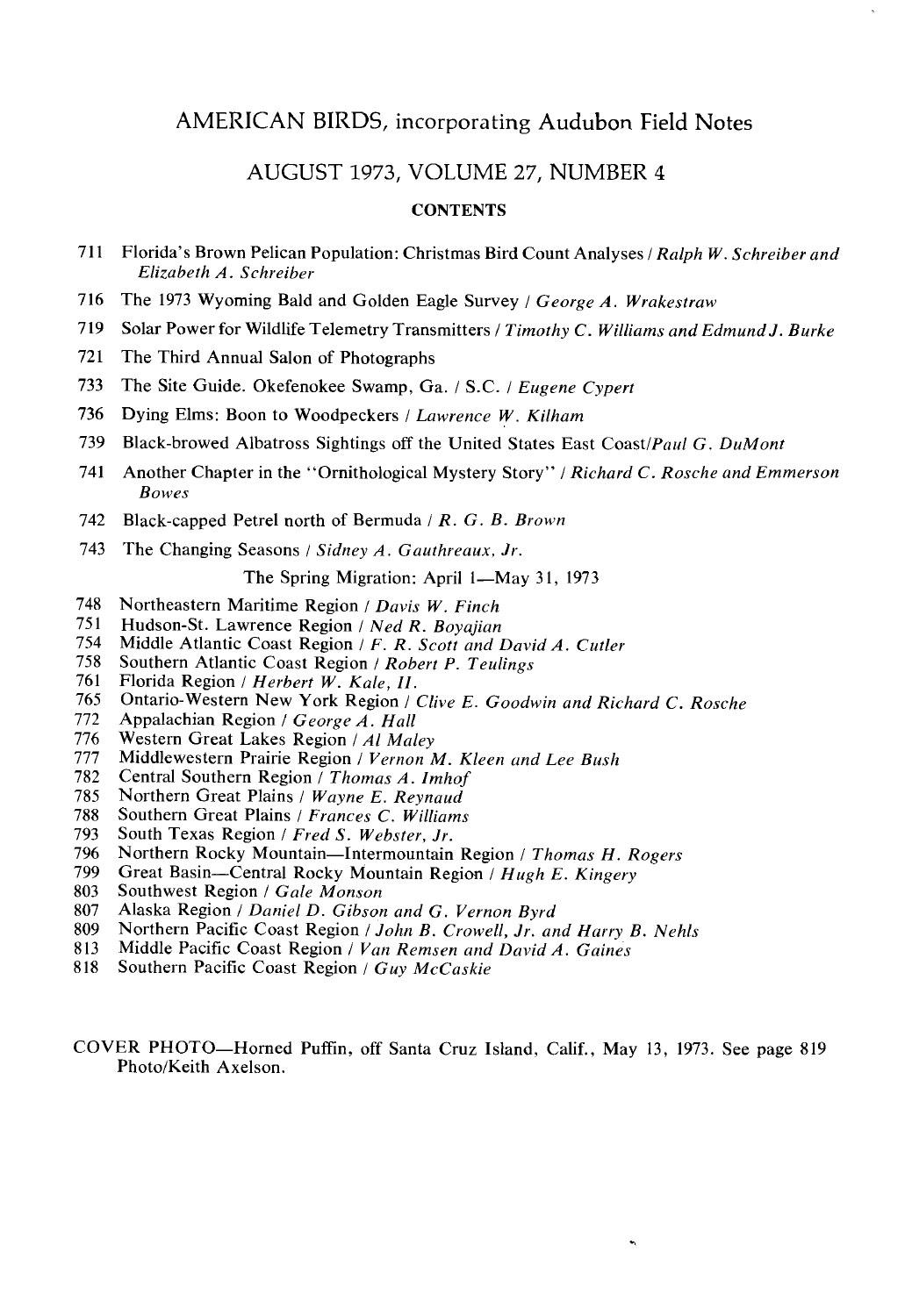# AMERICAN BIRDS, incorporating Audubon Field Notes

## AUGUST 1973, VOLUME 27, NUMBER 4

### CONTENTS

711 Florida's Brown Pelican Population: Christmas Bird Count Analyses / *Ralph W. Schreiber and Elizabeth A. Schreiber*

716 The 1973 Wyoming Bald and Golden Eagle Survey / *George A. Wrakestraw*

719 Solar Power for Wildlife Telemetry Transmitters / *Timothy C. Williams and Edmund J. Burke*

721 The Third Annual Salon of Photographs

733 The Site Guide. Okefenokee Swamp, Ga. / S.C. / *Eugene Cypert*

736 Dying Elms: Boon to Woodpeckers / *Lawrence W. Kilham*

739 Black-browed Albatross Sightings off the United States East Coast/*Paul G. DuMont*

741 Another Chapter in the "Ornithological Mystery Story" / *Richard C. Rosche and Emmerson Bowes*

742 Black-capped Petrel north of Bermuda / *R. G. B. Brown*

743 The Changing Seasons / *Sidney A. Gauthreaux, Jr.*

The Spring Migration: April 1—May 31, 1973

748 Northeastern Maritime Region / *Davis W. Finch*
751 Hudson-St. Lawrence Region / *Ned R. Boyajian*
754 Middle Atlantic Coast Region / *F. R. Scott and David A. Cutler*
758 Southern Atlantic Coast Region / *Robert P. Teulings*
761 Florida Region / *Herbert W. Kale, II.*
765 Ontario-Western New York Region / *Clive E. Goodwin and Richard C. Rosche*
772 Appalachian Region / *George A. Hall*
776 Western Great Lakes Region / *Al Maley*
777 Middlewestern Prairie Region / *Vernon M. Kleen and Lee Bush*
782 Central Southern Region / *Thomas A. Imhof*
785 Northern Great Plains / *Wayne E. Reynaud*
788 Southern Great Plains / *Frances C. Williams*
793 South Texas Region / *Fred S. Webster, Jr.*
796 Northern Rocky Mountain—Intermountain Region / *Thomas H. Rogers*
799 Great Basin—Central Rocky Mountain Region / *Hugh E. Kingery*
803 Southwest Region / *Gale Monson*
807 Alaska Region / *Daniel D. Gibson and G. Vernon Byrd*
809 Northern Pacific Coast Region / *John B. Crowell, Jr. and Harry B. Nehls*
813 Middle Pacific Coast Region / *Van Remsen and David A. Gaines*
818 Southern Pacific Coast Region / *Guy McCaskie*

COVER PHOTO—Horned Puffin, off Santa Cruz Island, Calif., May 13, 1973. See page 819 Photo/Keith Axelson.